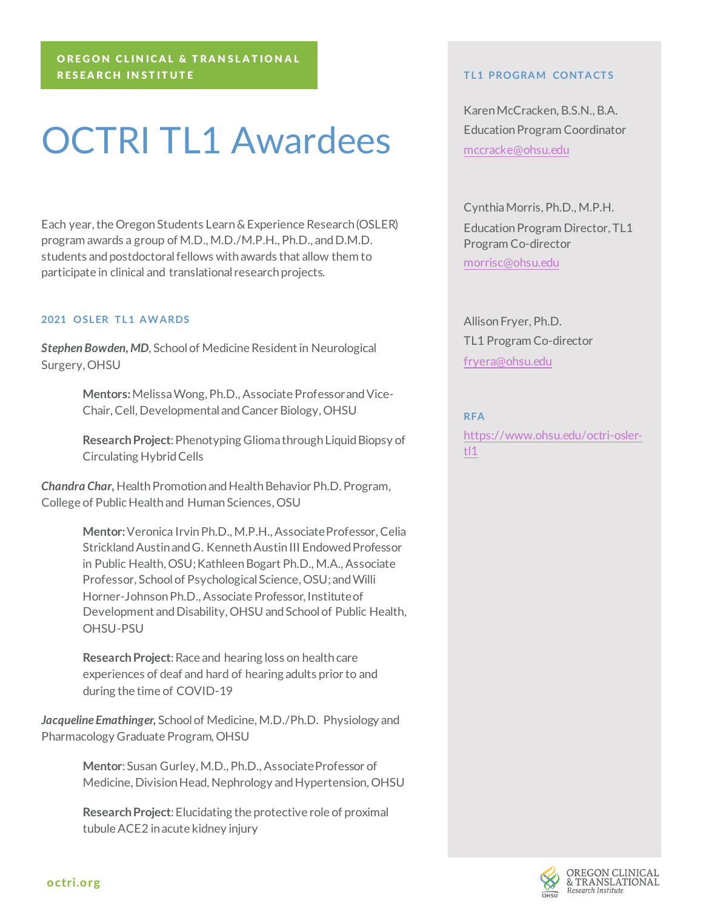**OREGON CLINICAL & TRANSLATIONAL RESEARCH INSTITUTE**

# OCTRI TL1 Awardees

Each year, the Oregon Students Learn & Experience Research (OSLER) program awards a group of M.D., M.D./M.P.H., Ph.D., and D.M.D. students and postdoctoral fellows with awards that allow them to participate in clinical and translational research projects.

### 2021 OSLER TL1 AWARDS

***Stephen Bowden, MD***, School of Medicine Resident in Neurological Surgery, OHSU

> **Mentors:** Melissa Wong, Ph.D., Associate Professor and Vice-Chair, Cell, Developmental and Cancer Biology, OHSU
>
> **Research Project**: Phenotyping Glioma through Liquid Biopsy of Circulating Hybrid Cells

***Chandra Char,*** Health Promotion and Health Behavior Ph.D. Program, College of Public Health and Human Sciences, OSU

> **Mentor:** Veronica Irvin Ph.D., M.P.H., Associate Professor, Celia Strickland Austin and G. Kenneth Austin III Endowed Professor in Public Health, OSU; Kathleen Bogart Ph.D., M.A., Associate Professor, School of Psychological Science, OSU; and Willi Horner-Johnson Ph.D., Associate Professor, Institute of Development and Disability, OHSU and School of Public Health, OHSU-PSU
>
> **Research Project**: Race and hearing loss on health care experiences of deaf and hard of hearing adults prior to and during the time of COVID-19

***Jacqueline Emathinger,*** School of Medicine, M.D./Ph.D. Physiology and Pharmacology Graduate Program, OHSU

> **Mentor**: Susan Gurley, M.D., Ph.D., Associate Professor of Medicine, Division Head, Nephrology and Hypertension, OHSU
>
> **Research Project**: Elucidating the protective role of proximal tubule ACE2 in acute kidney injury

### TL1 PROGRAM CONTACTS

Karen McCracken, B.S.N., B.A.
Education Program Coordinator
mccracke@ohsu.edu

Cynthia Morris, Ph.D., M.P.H.
Education Program Director, TL1 Program Co-director
morrisc@ohsu.edu

Allison Fryer, Ph.D.
TL1 Program Co-director
fryera@ohsu.edu

### RFA

https://www.ohsu.edu/octri-osler-tl1

octri.org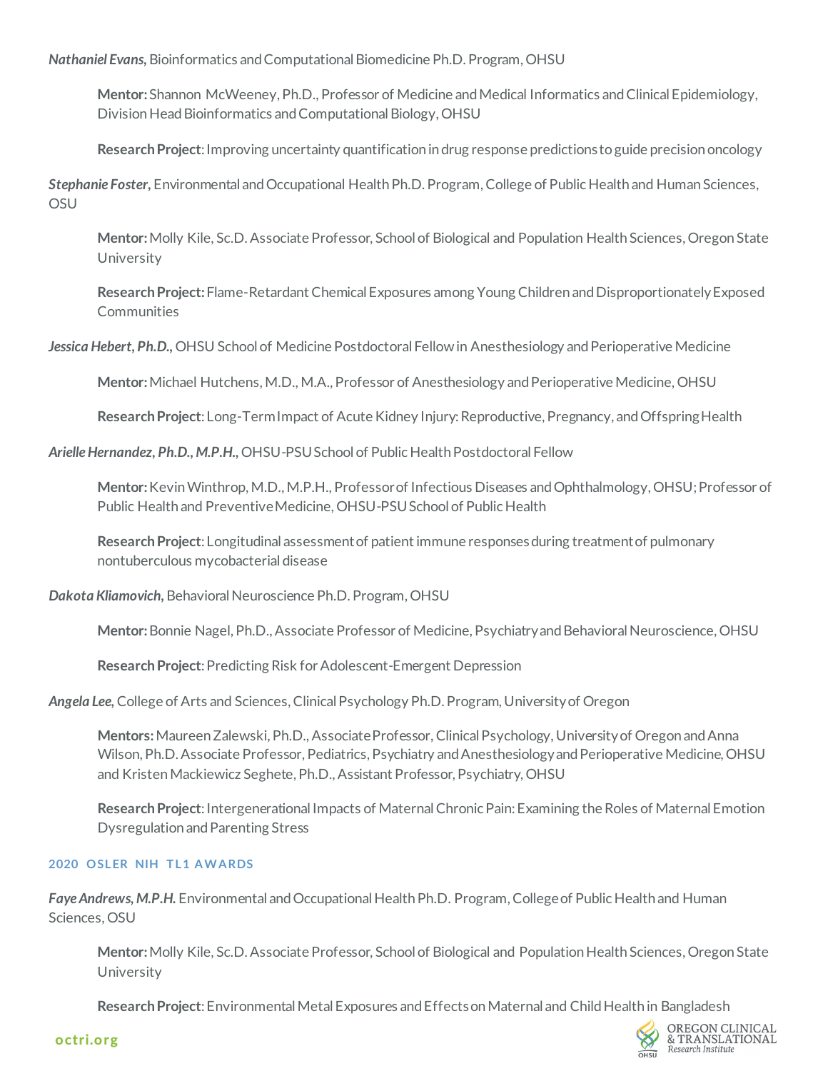***Nathaniel Evans***, Bioinformatics and Computational Biomedicine Ph.D. Program, OHSU

> **Mentor:** Shannon McWeeney, Ph.D., Professor of Medicine and Medical Informatics and Clinical Epidemiology, Division Head Bioinformatics and Computational Biology, OHSU
>
> **Research Project**: Improving uncertainty quantification in drug response predictions to guide precision oncology

***Stephanie Foster***, Environmental and Occupational Health Ph.D. Program, College of Public Health and Human Sciences, OSU

> **Mentor:** Molly Kile, Sc.D. Associate Professor, School of Biological and Population Health Sciences, Oregon State University
>
> **Research Project:** Flame-Retardant Chemical Exposures among Young Children and Disproportionately Exposed Communities

***Jessica Hebert, Ph.D.***, OHSU School of Medicine Postdoctoral Fellow in Anesthesiology and Perioperative Medicine

> **Mentor:** Michael Hutchens, M.D., M.A., Professor of Anesthesiology and Perioperative Medicine, OHSU
>
> **Research Project**: Long-Term Impact of Acute Kidney Injury: Reproductive, Pregnancy, and Offspring Health

***Arielle Hernandez, Ph.D., M.P.H.***, OHSU-PSU School of Public Health Postdoctoral Fellow

> **Mentor:** Kevin Winthrop, M.D., M.P.H., Professor of Infectious Diseases and Ophthalmology, OHSU; Professor of Public Health and Preventive Medicine, OHSU-PSU School of Public Health
>
> **Research Project**: Longitudinal assessment of patient immune responses during treatment of pulmonary nontuberculous mycobacterial disease

***Dakota Kliamovich***, Behavioral Neuroscience Ph.D. Program, OHSU

> **Mentor:** Bonnie Nagel, Ph.D., Associate Professor of Medicine, Psychiatry and Behavioral Neuroscience, OHSU
>
> **Research Project**: Predicting Risk for Adolescent-Emergent Depression

***Angela Lee***, College of Arts and Sciences, Clinical Psychology Ph.D. Program, University of Oregon

> **Mentors:** Maureen Zalewski, Ph.D., Associate Professor, Clinical Psychology, University of Oregon and Anna Wilson, Ph.D. Associate Professor, Pediatrics, Psychiatry and Anesthesiology and Perioperative Medicine, OHSU and Kristen Mackiewicz Seghete, Ph.D., Assistant Professor, Psychiatry, OHSU
>
> **Research Project**: Intergenerational Impacts of Maternal Chronic Pain: Examining the Roles of Maternal Emotion Dysregulation and Parenting Stress

### 2020 OSLER NIH TL1 AWARDS

***Faye Andrews, M.P.H.*** Environmental and Occupational Health Ph.D. Program, College of Public Health and Human Sciences, OSU

> **Mentor:** Molly Kile, Sc.D. Associate Professor, School of Biological and Population Health Sciences, Oregon State University
>
> **Research Project**: Environmental Metal Exposures and Effects on Maternal and Child Health in Bangladesh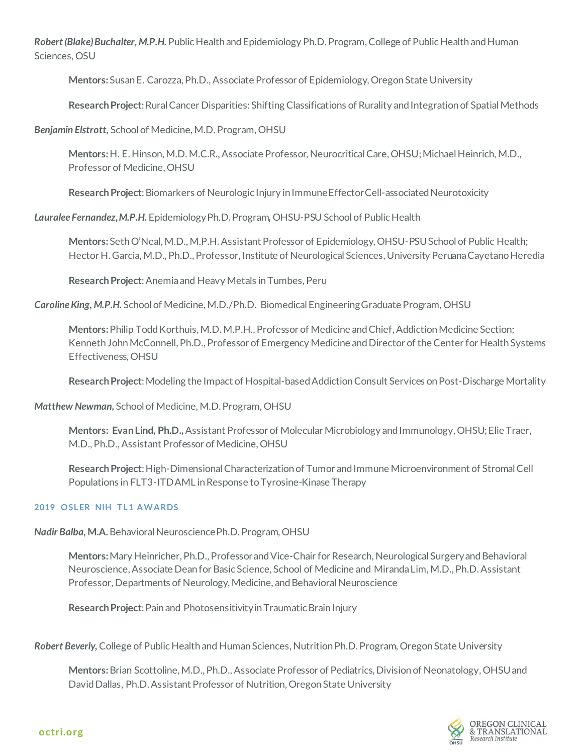***Robert (Blake) Buchalter, M.P.H.*** Public Health and Epidemiology Ph.D. Program, College of Public Health and Human Sciences, OSU

> **Mentors:** Susan E. Carozza, Ph.D., Associate Professor of Epidemiology, Oregon State University
>
> **Research Project**: Rural Cancer Disparities: Shifting Classifications of Rurality and Integration of Spatial Methods

***Benjamin Elstrott,*** School of Medicine, M.D. Program, OHSU

> **Mentors:** H. E. Hinson, M.D. M.C.R., Associate Professor, Neurocritical Care, OHSU; Michael Heinrich, M.D., Professor of Medicine, OHSU
>
> **Research Project**: Biomarkers of Neurologic Injury in Immune Effector Cell-associated Neurotoxicity

***Lauralee Fernandez, M.P.H.*** Epidemiology Ph.D. Program, OHSU-PSU School of Public Health

> **Mentors:** Seth O'Neal, M.D., M.P.H. Assistant Professor of Epidemiology, OHSU-PSU School of Public Health; Hector H. Garcia, M.D., Ph.D., Professor, Institute of Neurological Sciences, University Peruana Cayetano Heredia
>
> **Research Project**: Anemia and Heavy Metals in Tumbes, Peru

***Caroline King, M.P.H.*** School of Medicine, M.D./Ph.D. Biomedical Engineering Graduate Program, OHSU

> **Mentors:** Philip Todd Korthuis, M.D. M.P.H., Professor of Medicine and Chief, Addiction Medicine Section; Kenneth John McConnell, Ph.D., Professor of Emergency Medicine and Director of the Center for Health Systems Effectiveness, OHSU
>
> **Research Project**: Modeling the Impact of Hospital-based Addiction Consult Services on Post-Discharge Mortality

***Matthew Newman,*** School of Medicine, M.D. Program, OHSU

> **Mentors: Evan Lind, Ph.D.,** Assistant Professor of Molecular Microbiology and Immunology, OHSU; Elie Traer, M.D., Ph.D., Assistant Professor of Medicine, OHSU
>
> **Research Project**: High-Dimensional Characterization of Tumor and Immune Microenvironment of Stromal Cell Populations in FLT3-ITD AML in Response to Tyrosine-Kinase Therapy

### 2019 OSLER NIH TL1 AWARDS

***Nadir Balba,* M.A.** Behavioral Neuroscience Ph.D. Program, OHSU

> **Mentors:** Mary Heinricher, Ph.D., Professor and Vice-Chair for Research, Neurological Surgery and Behavioral Neuroscience, Associate Dean for Basic Science, School of Medicine and Miranda Lim, M.D., Ph.D. Assistant Professor, Departments of Neurology, Medicine, and Behavioral Neuroscience
>
> **Research Project**: Pain and Photosensitivity in Traumatic Brain Injury

***Robert Beverly,*** College of Public Health and Human Sciences, Nutrition Ph.D. Program, Oregon State University

> **Mentors:** Brian Scottoline, M.D., Ph.D., Associate Professor of Pediatrics, Division of Neonatology, OHSU and David Dallas, Ph.D. Assistant Professor of Nutrition, Oregon State University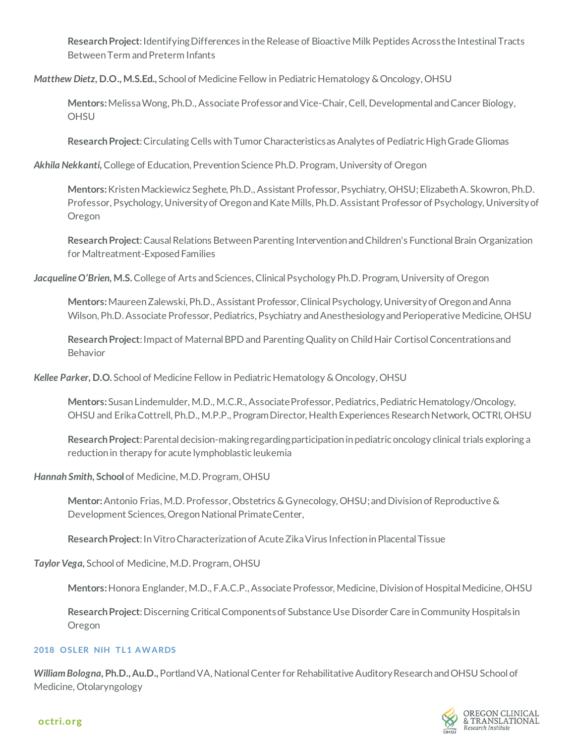**Research Project**: Identifying Differences in the Release of Bioactive Milk Peptides Across the Intestinal Tracts Between Term and Preterm Infants

***Matthew Dietz*, D.O., M.S.Ed.,** School of Medicine Fellow in Pediatric Hematology & Oncology, OHSU

**Mentors:** Melissa Wong, Ph.D., Associate Professor and Vice-Chair, Cell, Developmental and Cancer Biology, OHSU

**Research Project**: Circulating Cells with Tumor Characteristics as Analytes of Pediatric High Grade Gliomas

***Akhila Nekkanti*,** College of Education, Prevention Science Ph.D. Program, University of Oregon

**Mentors:** Kristen Mackiewicz Seghete, Ph.D., Assistant Professor, Psychiatry, OHSU; Elizabeth A. Skowron, Ph.D. Professor, Psychology, University of Oregon and Kate Mills, Ph.D. Assistant Professor of Psychology, University of Oregon

**Research Project**: Causal Relations Between Parenting Intervention and Children's Functional Brain Organization for Maltreatment-Exposed Families

***Jacqueline O'Brien*, M.S.** College of Arts and Sciences, Clinical Psychology Ph.D. Program, University of Oregon

**Mentors:** Maureen Zalewski, Ph.D., Assistant Professor, Clinical Psychology, University of Oregon and Anna Wilson, Ph.D. Associate Professor, Pediatrics, Psychiatry and Anesthesiology and Perioperative Medicine, OHSU

**Research Project**: Impact of Maternal BPD and Parenting Quality on Child Hair Cortisol Concentrations and Behavior

***Kellee Parker*, D.O.** School of Medicine Fellow in Pediatric Hematology & Oncology, OHSU

**Mentors:** Susan Lindemulder, M.D., M.C.R., Associate Professor, Pediatrics, Pediatric Hematology/Oncology, OHSU and Erika Cottrell, Ph.D., M.P.P., Program Director, Health Experiences Research Network, OCTRI, OHSU

**Research Project**: Parental decision-making regarding participation in pediatric oncology clinical trials exploring a reduction in therapy for acute lymphoblastic leukemia

***Hannah Smith*, School** of Medicine, M.D. Program, OHSU

**Mentor:** Antonio Frias, M.D. Professor, Obstetrics & Gynecology, OHSU; and Division of Reproductive & Development Sciences, Oregon National Primate Center,

**Research Project**: In Vitro Characterization of Acute Zika Virus Infection in Placental Tissue

***Taylor Vega*,** School of Medicine, M.D. Program, OHSU

**Mentors:** Honora Englander, M.D., F.A.C.P., Associate Professor, Medicine, Division of Hospital Medicine, OHSU

**Research Project**: Discerning Critical Components of Substance Use Disorder Care in Community Hospitals in Oregon

### 2018 OSLER NIH TL1 AWARDS

***William Bologna*, Ph.D., Au.D.,** Portland VA, National Center for Rehabilitative Auditory Research and OHSU School of Medicine, Otolaryngology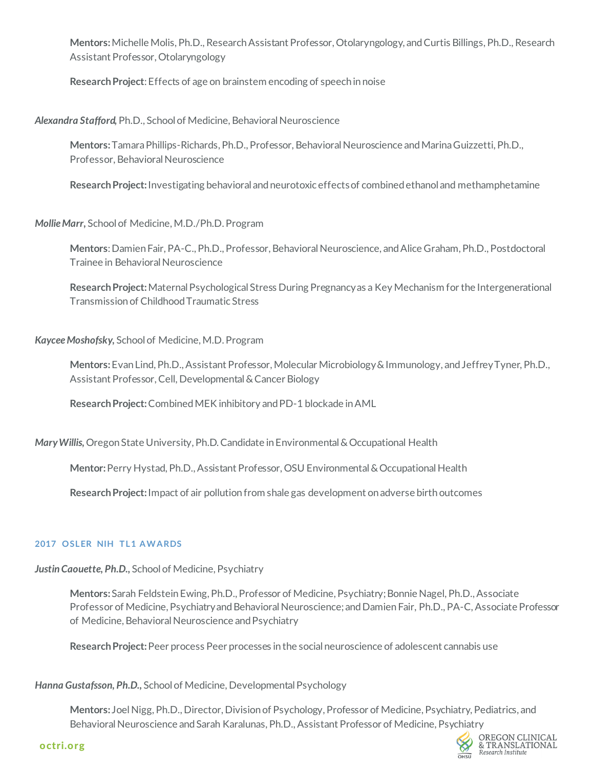**Mentors:** Michelle Molis, Ph.D., Research Assistant Professor, Otolaryngology, and Curtis Billings, Ph.D., Research Assistant Professor, Otolaryngology

**Research Project**: Effects of age on brainstem encoding of speech in noise

***Alexandra Stafford,*** Ph.D., School of Medicine, Behavioral Neuroscience

**Mentors:** Tamara Phillips-Richards, Ph.D., Professor, Behavioral Neuroscience and Marina Guizzetti, Ph.D., Professor, Behavioral Neuroscience

**Research Project:** Investigating behavioral and neurotoxic effects of combined ethanol and methamphetamine

***Mollie Marr,*** School of Medicine, M.D./Ph.D. Program

**Mentors**: Damien Fair, PA-C., Ph.D., Professor, Behavioral Neuroscience, and Alice Graham, Ph.D., Postdoctoral Trainee in Behavioral Neuroscience

**Research Project:** Maternal Psychological Stress During Pregnancy as a Key Mechanism for the Intergenerational Transmission of Childhood Traumatic Stress

***Kaycee Moshofsky,*** School of Medicine, M.D. Program

**Mentors:** Evan Lind, Ph.D., Assistant Professor, Molecular Microbiology & Immunology, and Jeffrey Tyner, Ph.D., Assistant Professor, Cell, Developmental & Cancer Biology

**Research Project:** Combined MEK inhibitory and PD-1 blockade in AML

***Mary Willis,*** Oregon State University, Ph.D. Candidate in Environmental & Occupational Health

**Mentor:** Perry Hystad, Ph.D., Assistant Professor, OSU Environmental & Occupational Health

**Research Project:** Impact of air pollution from shale gas development on adverse birth outcomes

## 2017 OSLER NIH TL1 AWARDS

***Justin Caouette, Ph.D.,*** School of Medicine, Psychiatry

**Mentors:** Sarah Feldstein Ewing, Ph.D., Professor of Medicine, Psychiatry; Bonnie Nagel, Ph.D., Associate Professor of Medicine, Psychiatry and Behavioral Neuroscience; and Damien Fair, Ph.D., PA-C, Associate Professor of Medicine, Behavioral Neuroscience and Psychiatry

**Research Project:** Peer process Peer processes in the social neuroscience of adolescent cannabis use

***Hanna Gustafsson, Ph.D.,*** School of Medicine, Developmental Psychology

**Mentors:** Joel Nigg, Ph.D., Director, Division of Psychology, Professor of Medicine, Psychiatry, Pediatrics, and Behavioral Neuroscience and Sarah Karalunas, Ph.D., Assistant Professor of Medicine, Psychiatry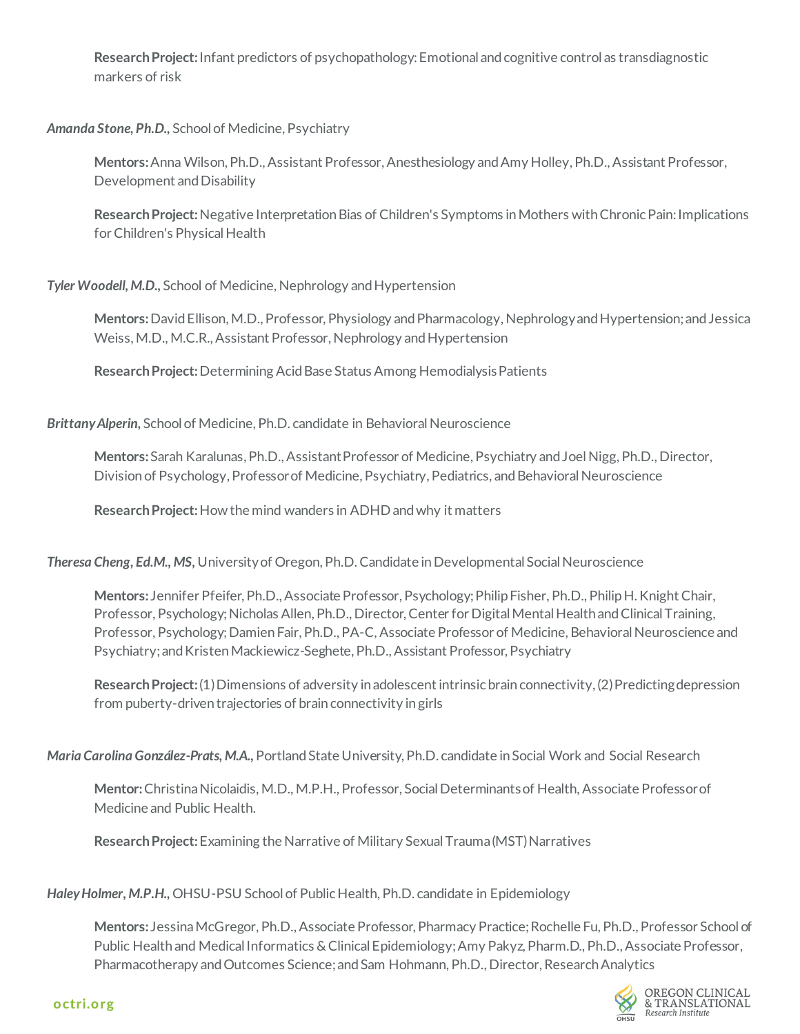**Research Project:** Infant predictors of psychopathology: Emotional and cognitive control as transdiagnostic markers of risk

***Amanda Stone, Ph.D.,*** School of Medicine, Psychiatry

**Mentors:** Anna Wilson, Ph.D., Assistant Professor, Anesthesiology and Amy Holley, Ph.D., Assistant Professor, Development and Disability

**Research Project:** Negative Interpretation Bias of Children's Symptoms in Mothers with Chronic Pain: Implications for Children's Physical Health

***Tyler Woodell, M.D.,*** School of Medicine, Nephrology and Hypertension

**Mentors:** David Ellison, M.D., Professor, Physiology and Pharmacology, Nephrology and Hypertension; and Jessica Weiss, M.D., M.C.R., Assistant Professor, Nephrology and Hypertension

**Research Project:** Determining Acid Base Status Among Hemodialysis Patients

***Brittany Alperin,*** School of Medicine, Ph.D. candidate in Behavioral Neuroscience

**Mentors:** Sarah Karalunas, Ph.D., Assistant Professor of Medicine, Psychiatry and Joel Nigg, Ph.D., Director, Division of Psychology, Professor of Medicine, Psychiatry, Pediatrics, and Behavioral Neuroscience

**Research Project:** How the mind wanders in ADHD and why it matters

***Theresa Cheng, Ed.M., MS,*** University of Oregon, Ph.D. Candidate in Developmental Social Neuroscience

**Mentors:** Jennifer Pfeifer, Ph.D., Associate Professor, Psychology; Philip Fisher, Ph.D., Philip H. Knight Chair, Professor, Psychology; Nicholas Allen, Ph.D., Director, Center for Digital Mental Health and Clinical Training, Professor, Psychology; Damien Fair, Ph.D., PA-C, Associate Professor of Medicine, Behavioral Neuroscience and Psychiatry; and Kristen Mackiewicz-Seghete, Ph.D., Assistant Professor, Psychiatry

**Research Project:** (1) Dimensions of adversity in adolescent intrinsic brain connectivity, (2) Predicting depression from puberty-driven trajectories of brain connectivity in girls

***Maria Carolina González-Prats, M.A.,*** Portland State University, Ph.D. candidate in Social Work and Social Research

**Mentor:** Christina Nicolaidis, M.D., M.P.H., Professor, Social Determinants of Health, Associate Professor of Medicine and Public Health.

**Research Project:** Examining the Narrative of Military Sexual Trauma (MST) Narratives

***Haley Holmer, M.P.H.,*** OHSU-PSU School of Public Health, Ph.D. candidate in Epidemiology

**Mentors:** Jessina McGregor, Ph.D., Associate Professor, Pharmacy Practice; Rochelle Fu, Ph.D., Professor School of Public Health and Medical Informatics & Clinical Epidemiology; Amy Pakyz, Pharm.D., Ph.D., Associate Professor, Pharmacotherapy and Outcomes Science; and Sam Hohmann, Ph.D., Director, Research Analytics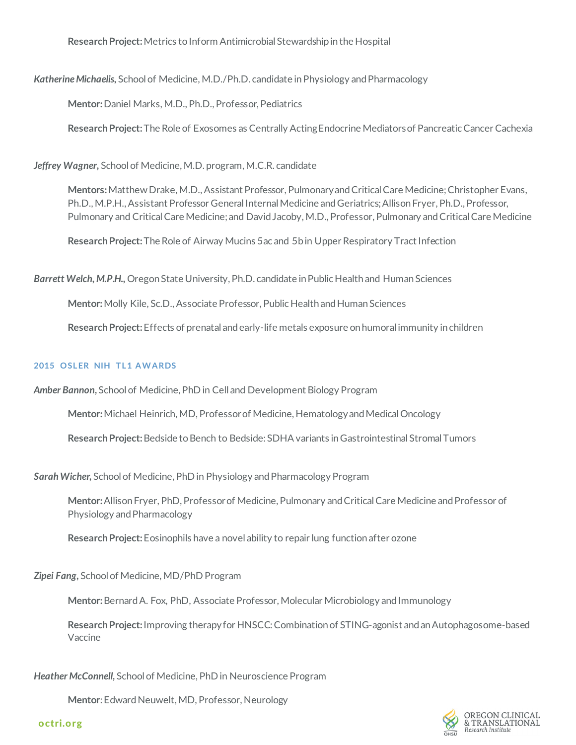**Research Project:** Metrics to Inform Antimicrobial Stewardship in the Hospital

***Katherine Michaelis,*** School of Medicine, M.D./Ph.D. candidate in Physiology and Pharmacology

**Mentor:** Daniel Marks, M.D., Ph.D., Professor, Pediatrics

**Research Project:** The Role of Exosomes as Centrally Acting Endocrine Mediators of Pancreatic Cancer Cachexia

***Jeffrey Wagner,*** School of Medicine, M.D. program, M.C.R. candidate

**Mentors:** Matthew Drake, M.D., Assistant Professor, Pulmonary and Critical Care Medicine; Christopher Evans, Ph.D., M.P.H., Assistant Professor General Internal Medicine and Geriatrics; Allison Fryer, Ph.D., Professor, Pulmonary and Critical Care Medicine; and David Jacoby, M.D., Professor, Pulmonary and Critical Care Medicine

**Research Project:** The Role of Airway Mucins 5ac and 5b in Upper Respiratory Tract Infection

***Barrett Welch, M.P.H.,*** Oregon State University, Ph.D. candidate in Public Health and Human Sciences

**Mentor:** Molly Kile, Sc.D., Associate Professor, Public Health and Human Sciences

**Research Project:** Effects of prenatal and early-life metals exposure on humoral immunity in children

## 2015 OSLER NIH TL1 AWARDS

***Amber Bannon,*** School of Medicine, PhD in Cell and Development Biology Program

**Mentor:** Michael Heinrich, MD, Professor of Medicine, Hematology and Medical Oncology

**Research Project:** Bedside to Bench to Bedside: SDHA variants in Gastrointestinal Stromal Tumors

***Sarah Wicher,*** School of Medicine, PhD in Physiology and Pharmacology Program

**Mentor:** Allison Fryer, PhD, Professor of Medicine, Pulmonary and Critical Care Medicine and Professor of Physiology and Pharmacology

**Research Project:** Eosinophils have a novel ability to repair lung function after ozone

***Zipei Fang,*** School of Medicine, MD/PhD Program

**Mentor:** Bernard A. Fox, PhD, Associate Professor, Molecular Microbiology and Immunology

**Research Project:** Improving therapy for HNSCC: Combination of STING-agonist and an Autophagosome-based Vaccine

***Heather McConnell,*** School of Medicine, PhD in Neuroscience Program

**Mentor**: Edward Neuwelt, MD, Professor, Neurology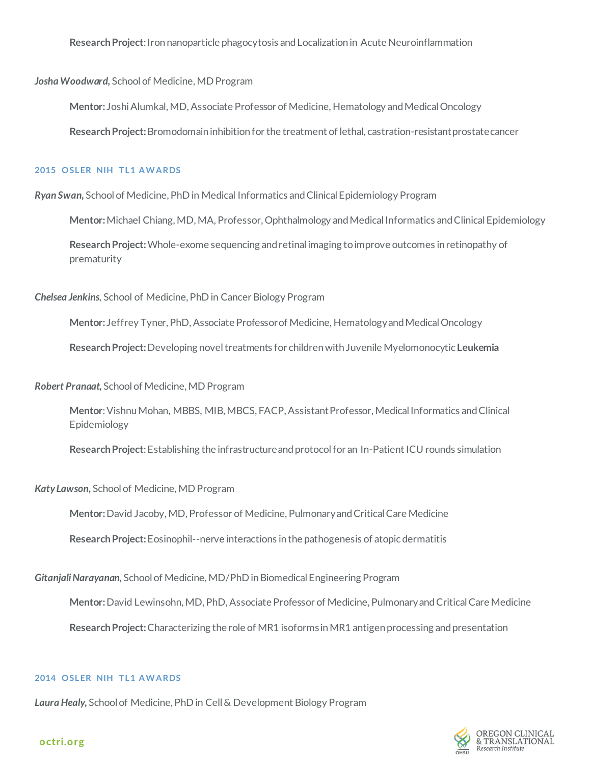**Research Project**: Iron nanoparticle phagocytosis and Localization in Acute Neuroinflammation

***Josha Woodward,*** School of Medicine, MD Program

**Mentor:** Joshi Alumkal, MD, Associate Professor of Medicine, Hematology and Medical Oncology

**Research Project:** Bromodomain inhibition for the treatment of lethal, castration-resistant prostate cancer

### 2015 OSLER NIH TL1 AWARDS

***Ryan Swan,*** School of Medicine, PhD in Medical Informatics and Clinical Epidemiology Program

**Mentor:** Michael Chiang, MD, MA, Professor, Ophthalmology and Medical Informatics and Clinical Epidemiology

**Research Project:** Whole-exome sequencing and retinal imaging to improve outcomes in retinopathy of prematurity

***Chelsea Jenkins,*** School of Medicine, PhD in Cancer Biology Program

**Mentor:** Jeffrey Tyner, PhD, Associate Professor of Medicine, Hematology and Medical Oncology

**Research Project:** Developing novel treatments for children with Juvenile Myelomonocytic **Leukemia**

***Robert Pranaat,*** School of Medicine, MD Program

**Mentor**: Vishnu Mohan, MBBS, MIB, MBCS, FACP, Assistant Professor, Medical Informatics and Clinical Epidemiology

**Research Project**: Establishing the infrastructure and protocol for an In-Patient ICU rounds simulation

***Katy Lawson,*** School of Medicine, MD Program

**Mentor:** David Jacoby, MD, Professor of Medicine, Pulmonary and Critical Care Medicine

**Research Project:** Eosinophil--nerve interactions in the pathogenesis of atopic dermatitis

***Gitanjali Narayanan,*** School of Medicine, MD/PhD in Biomedical Engineering Program

**Mentor:** David Lewinsohn, MD, PhD, Associate Professor of Medicine, Pulmonary and Critical Care Medicine

**Research Project:** Characterizing the role of MR1 isoforms in MR1 antigen processing and presentation

### 2014 OSLER NIH TL1 AWARDS

***Laura Healy,*** School of Medicine, PhD in Cell & Development Biology Program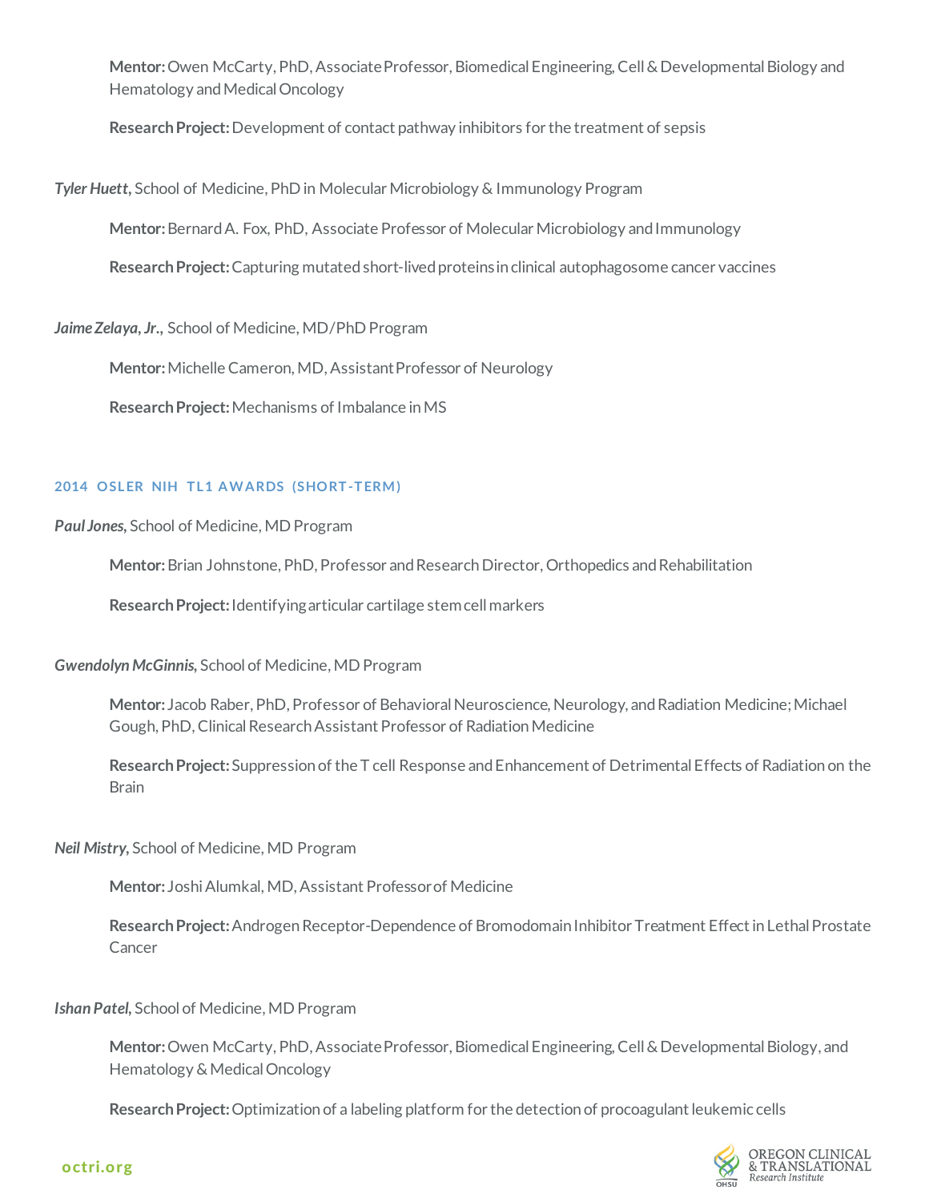**Mentor:** Owen McCarty, PhD, Associate Professor, Biomedical Engineering, Cell & Developmental Biology and Hematology and Medical Oncology

**Research Project:** Development of contact pathway inhibitors for the treatment of sepsis

***Tyler Huett,*** School of Medicine, PhD in Molecular Microbiology & Immunology Program

**Mentor:** Bernard A. Fox, PhD, Associate Professor of Molecular Microbiology and Immunology

**Research Project:** Capturing mutated short-lived proteins in clinical autophagosome cancer vaccines

***Jaime Zelaya, Jr.,*** School of Medicine, MD/PhD Program

**Mentor:** Michelle Cameron, MD, Assistant Professor of Neurology

**Research Project:** Mechanisms of Imbalance in MS

### 2014 OSLER NIH TL1 AWARDS (SHORT-TERM)

***Paul Jones,*** School of Medicine, MD Program

**Mentor:** Brian Johnstone, PhD, Professor and Research Director, Orthopedics and Rehabilitation

**Research Project:** Identifying articular cartilage stem cell markers

***Gwendolyn McGinnis,*** School of Medicine, MD Program

**Mentor:** Jacob Raber, PhD, Professor of Behavioral Neuroscience, Neurology, and Radiation Medicine; Michael Gough, PhD, Clinical Research Assistant Professor of Radiation Medicine

**Research Project:** Suppression of the T cell Response and Enhancement of Detrimental Effects of Radiation on the Brain

***Neil Mistry,*** School of Medicine, MD Program

**Mentor:** Joshi Alumkal, MD, Assistant Professor of Medicine

**Research Project:** Androgen Receptor-Dependence of Bromodomain Inhibitor Treatment Effect in Lethal Prostate Cancer

***Ishan Patel,*** School of Medicine, MD Program

**Mentor:** Owen McCarty, PhD, Associate Professor, Biomedical Engineering, Cell & Developmental Biology, and Hematology & Medical Oncology

**Research Project:** Optimization of a labeling platform for the detection of procoagulant leukemic cells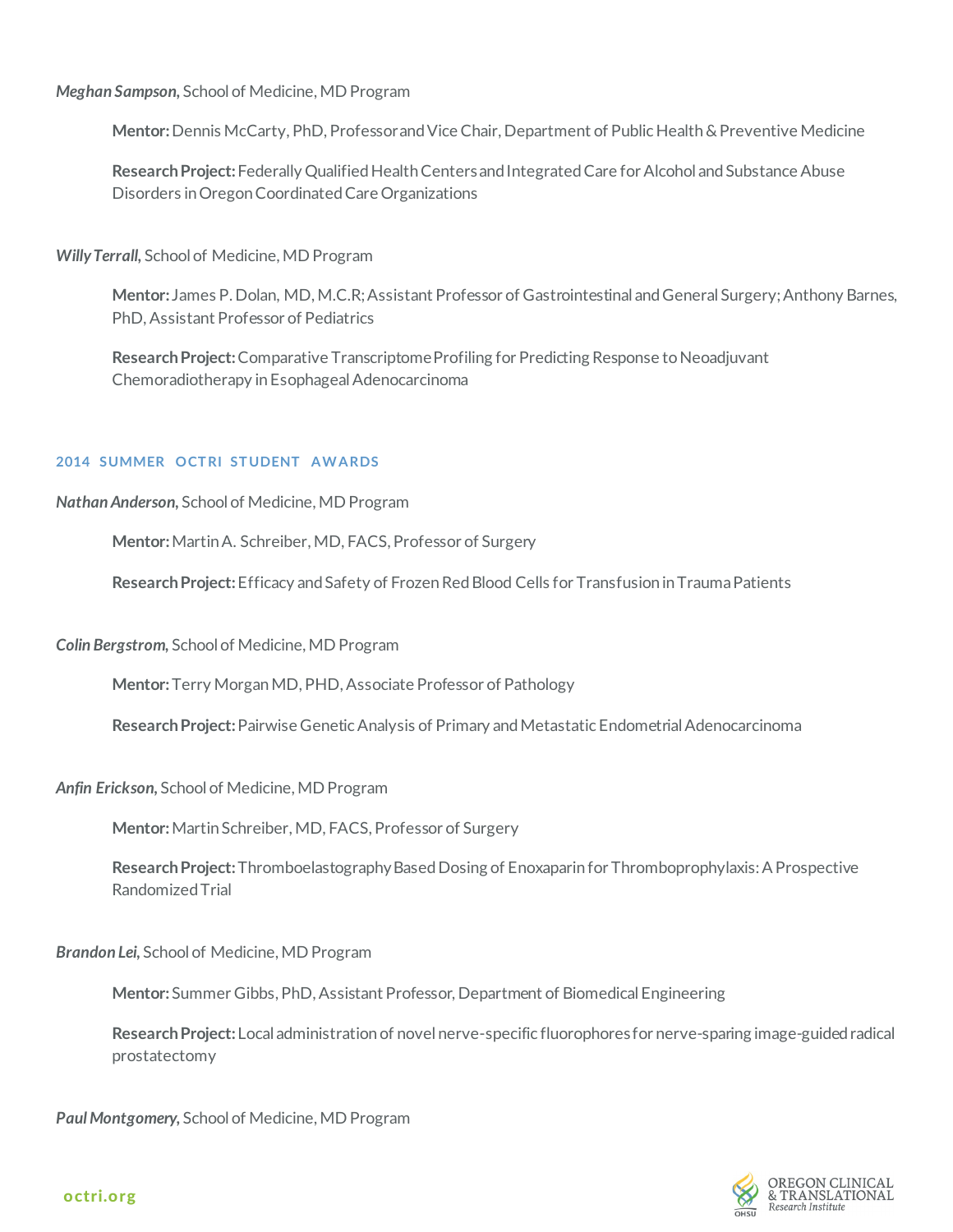***Meghan Sampson,*** School of Medicine, MD Program

> **Mentor:** Dennis McCarty, PhD, Professor and Vice Chair, Department of Public Health & Preventive Medicine
>
> **Research Project:** Federally Qualified Health Centers and Integrated Care for Alcohol and Substance Abuse Disorders in Oregon Coordinated Care Organizations

***Willy Terrall,*** School of Medicine, MD Program

> **Mentor:** James P. Dolan, MD, M.C.R; Assistant Professor of Gastrointestinal and General Surgery; Anthony Barnes, PhD, Assistant Professor of Pediatrics
>
> **Research Project:** Comparative Transcriptome Profiling for Predicting Response to Neoadjuvant Chemoradiotherapy in Esophageal Adenocarcinoma

## 2014 SUMMER OCTRI STUDENT AWARDS

***Nathan Anderson,*** School of Medicine, MD Program

> **Mentor:** Martin A. Schreiber, MD, FACS, Professor of Surgery
>
> **Research Project:** Efficacy and Safety of Frozen Red Blood Cells for Transfusion in Trauma Patients

***Colin Bergstrom,*** School of Medicine, MD Program

> **Mentor:** Terry Morgan MD, PHD, Associate Professor of Pathology
>
> **Research Project:** Pairwise Genetic Analysis of Primary and Metastatic Endometrial Adenocarcinoma

***Anfin Erickson,*** School of Medicine, MD Program

> **Mentor:** Martin Schreiber, MD, FACS, Professor of Surgery
>
> **Research Project:** Thromboelastography Based Dosing of Enoxaparin for Thromboprophylaxis: A Prospective Randomized Trial

***Brandon Lei,*** School of Medicine, MD Program

> **Mentor:** Summer Gibbs, PhD, Assistant Professor, Department of Biomedical Engineering
>
> **Research Project:** Local administration of novel nerve-specific fluorophores for nerve-sparing image-guided radical prostatectomy

***Paul Montgomery,*** School of Medicine, MD Program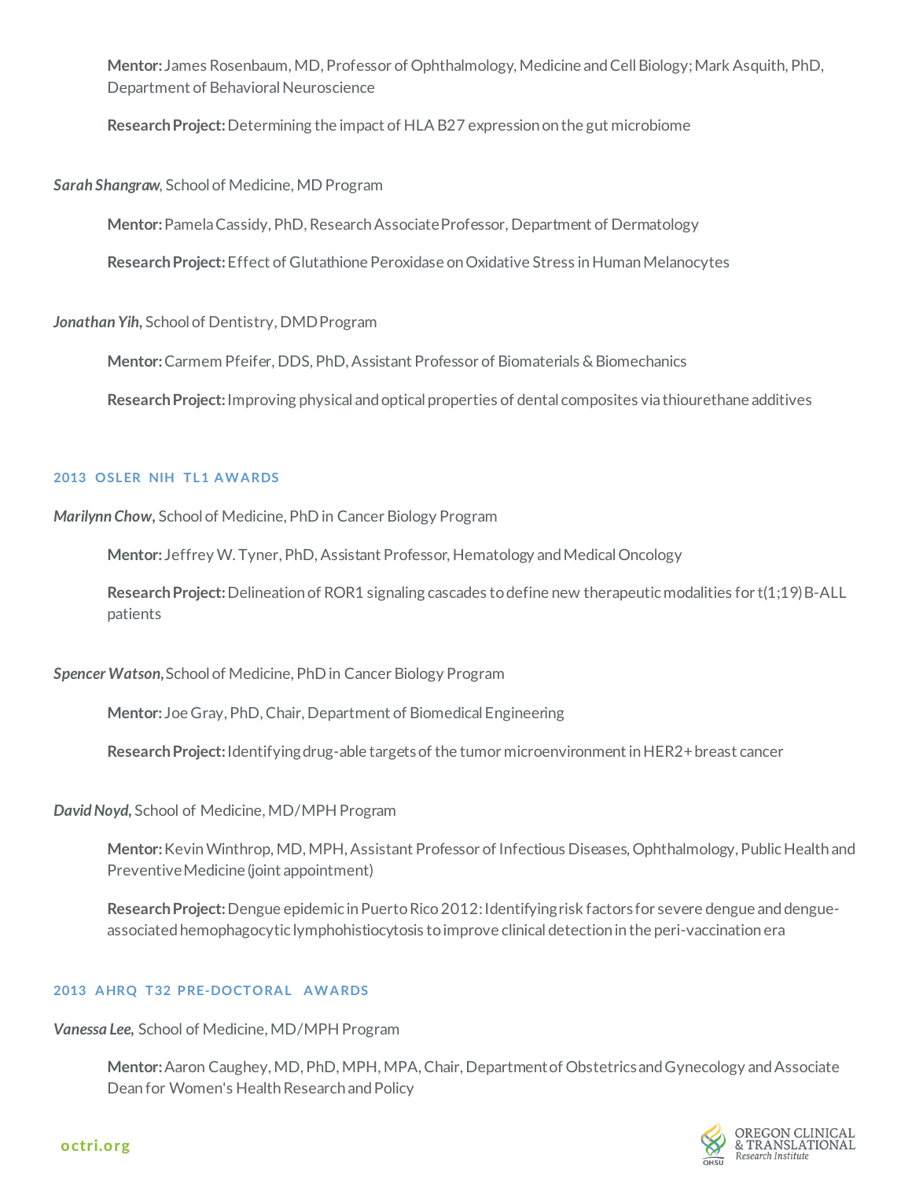**Mentor:** James Rosenbaum, MD, Professor of Ophthalmology, Medicine and Cell Biology; Mark Asquith, PhD, Department of Behavioral Neuroscience

**Research Project:** Determining the impact of HLA B27 expression on the gut microbiome

***Sarah Shangraw***, School of Medicine, MD Program

**Mentor:** Pamela Cassidy, PhD, Research Associate Professor, Department of Dermatology

**Research Project:** Effect of Glutathione Peroxidase on Oxidative Stress in Human Melanocytes

***Jonathan Yih,*** School of Dentistry, DMD Program

**Mentor:** Carmem Pfeifer, DDS, PhD, Assistant Professor of Biomaterials & Biomechanics

**Research Project:** Improving physical and optical properties of dental composites via thiourethane additives

### 2013 OSLER NIH TL1 AWARDS

***Marilynn Chow,*** School of Medicine, PhD in Cancer Biology Program

**Mentor:** Jeffrey W. Tyner, PhD, Assistant Professor, Hematology and Medical Oncology

**Research Project:** Delineation of ROR1 signaling cascades to define new therapeutic modalities for t(1;19) B-ALL patients

***Spencer Watson,*** School of Medicine, PhD in Cancer Biology Program

**Mentor:** Joe Gray, PhD, Chair, Department of Biomedical Engineering

**Research Project:** Identifying drug-able targets of the tumor microenvironment in HER2+ breast cancer

***David Noyd,*** School of Medicine, MD/MPH Program

**Mentor:** Kevin Winthrop, MD, MPH, Assistant Professor of Infectious Diseases, Ophthalmology, Public Health and Preventive Medicine (joint appointment)

**Research Project:** Dengue epidemic in Puerto Rico 2012: Identifying risk factors for severe dengue and dengue-associated hemophagocytic lymphohistiocytosis to improve clinical detection in the peri-vaccination era

### 2013 AHRQ T32 PRE-DOCTORAL AWARDS

***Vanessa Lee,*** School of Medicine, MD/MPH Program

**Mentor:** Aaron Caughey, MD, PhD, MPH, MPA, Chair, Department of Obstetrics and Gynecology and Associate Dean for Women's Health Research and Policy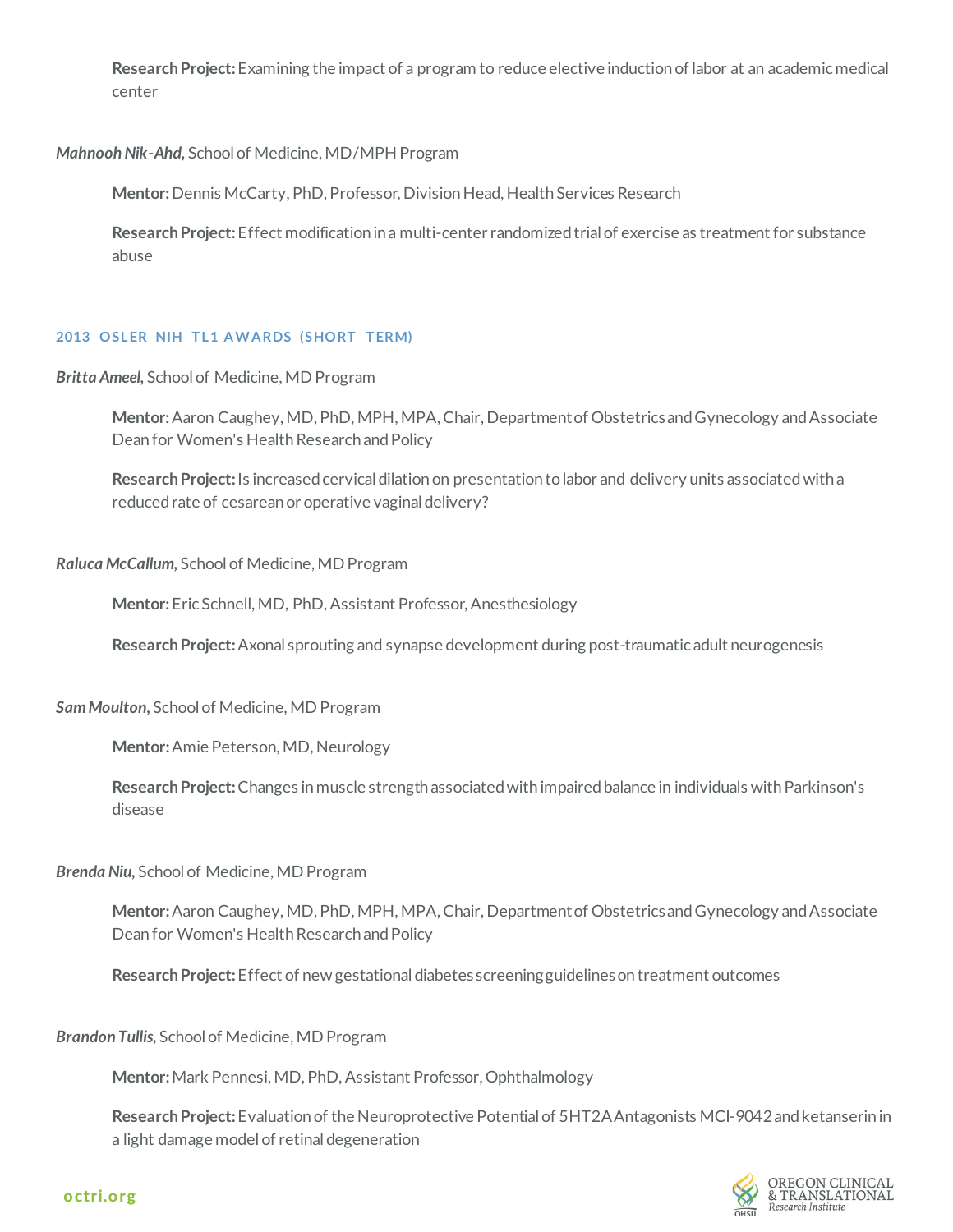**Research Project:** Examining the impact of a program to reduce elective induction of labor at an academic medical center

***Mahnooh Nik-Ahd,*** School of Medicine, MD/MPH Program

**Mentor:** Dennis McCarty, PhD, Professor, Division Head, Health Services Research

**Research Project:** Effect modification in a multi-center randomized trial of exercise as treatment for substance abuse

### 2013 OSLER NIH TL1 AWARDS (SHORT TERM)

***Britta Ameel,*** School of Medicine, MD Program

**Mentor:** Aaron Caughey, MD, PhD, MPH, MPA, Chair, Department of Obstetrics and Gynecology and Associate Dean for Women's Health Research and Policy

**Research Project:** Is increased cervical dilation on presentation to labor and delivery units associated with a reduced rate of cesarean or operative vaginal delivery?

***Raluca McCallum,*** School of Medicine, MD Program

**Mentor:** Eric Schnell, MD, PhD, Assistant Professor, Anesthesiology

**Research Project:** Axonal sprouting and synapse development during post-traumatic adult neurogenesis

***Sam Moulton,*** School of Medicine, MD Program

**Mentor:** Amie Peterson, MD, Neurology

**Research Project:** Changes in muscle strength associated with impaired balance in individuals with Parkinson's disease

***Brenda Niu,*** School of Medicine, MD Program

**Mentor:** Aaron Caughey, MD, PhD, MPH, MPA, Chair, Department of Obstetrics and Gynecology and Associate Dean for Women's Health Research and Policy

**Research Project:** Effect of new gestational diabetes screening guidelines on treatment outcomes

***Brandon Tullis,*** School of Medicine, MD Program

**Mentor:** Mark Pennesi, MD, PhD, Assistant Professor, Ophthalmology

**Research Project:** Evaluation of the Neuroprotective Potential of 5HT2A Antagonists MCI-9042 and ketanserin in a light damage model of retinal degeneration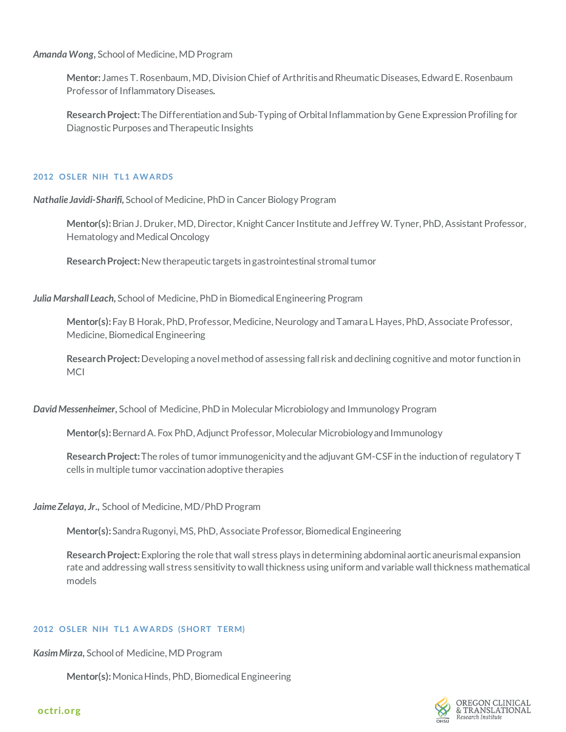***Amanda Wong***, School of Medicine, MD Program

> **Mentor:** James T. Rosenbaum, MD, Division Chief of Arthritis and Rheumatic Diseases, Edward E. Rosenbaum Professor of Inflammatory Diseases.
>
> **Research Project:** The Differentiation and Sub-Typing of Orbital Inflammation by Gene Expression Profiling for Diagnostic Purposes and Therapeutic Insights

### 2012 OSLER NIH TL1 AWARDS

***Nathalie Javidi-Sharifi***, School of Medicine, PhD in Cancer Biology Program

> **Mentor(s):** Brian J. Druker, MD, Director, Knight Cancer Institute and Jeffrey W. Tyner, PhD, Assistant Professor, Hematology and Medical Oncology
>
> **Research Project:** New therapeutic targets in gastrointestinal stromal tumor

***Julia Marshall Leach***, School of Medicine, PhD in Biomedical Engineering Program

> **Mentor(s):** Fay B Horak, PhD, Professor, Medicine, Neurology and Tamara L Hayes, PhD, Associate Professor, Medicine, Biomedical Engineering
>
> **Research Project:** Developing a novel method of assessing fall risk and declining cognitive and motor function in MCI

***David Messenheimer***, School of Medicine, PhD in Molecular Microbiology and Immunology Program

> **Mentor(s):** Bernard A. Fox PhD, Adjunct Professor, Molecular Microbiology and Immunology
>
> **Research Project:** The roles of tumor immunogenicity and the adjuvant GM-CSF in the induction of regulatory T cells in multiple tumor vaccination adoptive therapies

***Jaime Zelaya, Jr.***, School of Medicine, MD/PhD Program

> **Mentor(s):** Sandra Rugonyi, MS, PhD, Associate Professor, Biomedical Engineering
>
> **Research Project:** Exploring the role that wall stress plays in determining abdominal aortic aneurismal expansion rate and addressing wall stress sensitivity to wall thickness using uniform and variable wall thickness mathematical models

### 2012 OSLER NIH TL1 AWARDS (SHORT TERM)

***Kasim Mirza***, School of Medicine, MD Program

> **Mentor(s):** Monica Hinds, PhD, Biomedical Engineering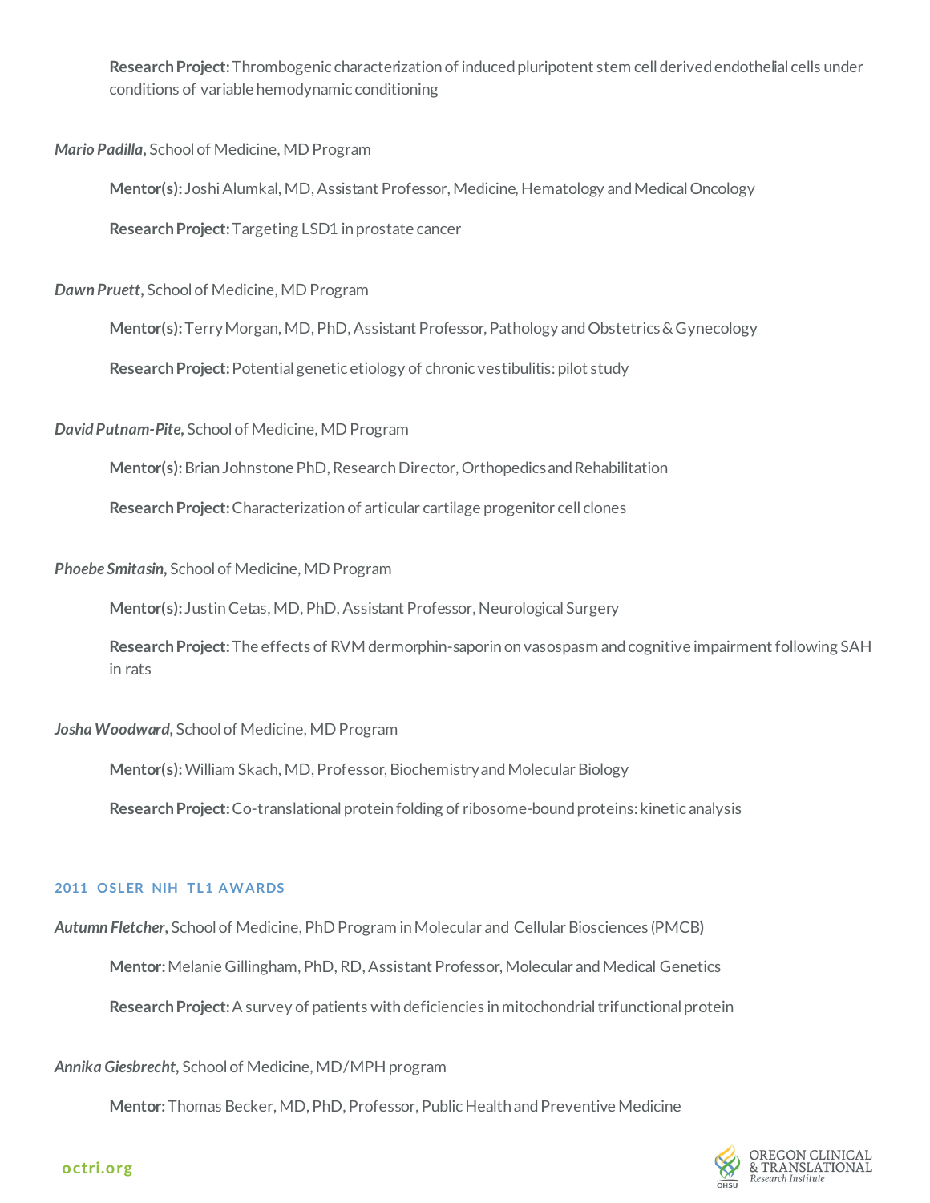**Research Project:** Thrombogenic characterization of induced pluripotent stem cell derived endothelial cells under conditions of variable hemodynamic conditioning

***Mario Padilla***, School of Medicine, MD Program

**Mentor(s):** Joshi Alumkal, MD, Assistant Professor, Medicine, Hematology and Medical Oncology

**Research Project:** Targeting LSD1 in prostate cancer

***Dawn Pruett***, School of Medicine, MD Program

**Mentor(s):** Terry Morgan, MD, PhD, Assistant Professor, Pathology and Obstetrics & Gynecology

**Research Project:** Potential genetic etiology of chronic vestibulitis: pilot study

***David Putnam-Pite***, School of Medicine, MD Program

**Mentor(s):** Brian Johnstone PhD, Research Director, Orthopedics and Rehabilitation

**Research Project:** Characterization of articular cartilage progenitor cell clones

***Phoebe Smitasin***, School of Medicine, MD Program

**Mentor(s):** Justin Cetas, MD, PhD, Assistant Professor, Neurological Surgery

**Research Project:** The effects of RVM dermorphin-saporin on vasospasm and cognitive impairment following SAH in rats

***Josha Woodward***, School of Medicine, MD Program

**Mentor(s):** William Skach, MD, Professor, Biochemistry and Molecular Biology

**Research Project:** Co-translational protein folding of ribosome-bound proteins: kinetic analysis

### 2011 OSLER NIH TL1 AWARDS

***Autumn Fletcher***, School of Medicine, PhD Program in Molecular and Cellular Biosciences (PMCB)

**Mentor:** Melanie Gillingham, PhD, RD, Assistant Professor, Molecular and Medical Genetics

**Research Project:** A survey of patients with deficiencies in mitochondrial trifunctional protein

***Annika Giesbrecht***, School of Medicine, MD/MPH program

**Mentor:** Thomas Becker, MD, PhD, Professor, Public Health and Preventive Medicine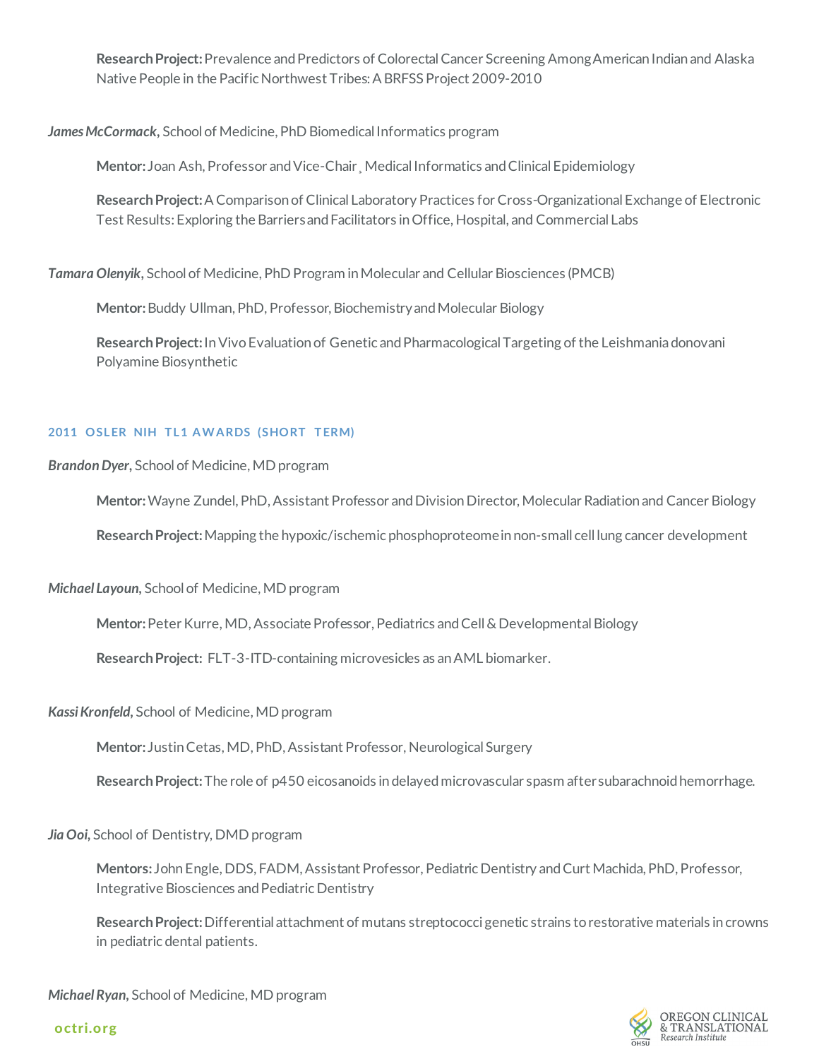**Research Project:** Prevalence and Predictors of Colorectal Cancer Screening Among American Indian and Alaska Native People in the Pacific Northwest Tribes: A BRFSS Project 2009-2010

***James McCormack*,** School of Medicine, PhD Biomedical Informatics program

**Mentor:** Joan Ash, Professor and Vice-Chair¸ Medical Informatics and Clinical Epidemiology

**Research Project:** A Comparison of Clinical Laboratory Practices for Cross-Organizational Exchange of Electronic Test Results: Exploring the Barriers and Facilitators in Office, Hospital, and Commercial Labs

***Tamara Olenyik*,** School of Medicine, PhD Program in Molecular and Cellular Biosciences (PMCB)

**Mentor:** Buddy Ullman, PhD, Professor, Biochemistry and Molecular Biology

**Research Project:** In Vivo Evaluation of Genetic and Pharmacological Targeting of the Leishmania donovani Polyamine Biosynthetic

#### 2011 OSLER NIH TL1 AWARDS (SHORT TERM)

***Brandon Dyer*,** School of Medicine, MD program

**Mentor:** Wayne Zundel, PhD, Assistant Professor and Division Director, Molecular Radiation and Cancer Biology

**Research Project:** Mapping the hypoxic/ischemic phosphoproteome in non-small cell lung cancer development

***Michael Layoun*,** School of Medicine, MD program

**Mentor:** Peter Kurre, MD, Associate Professor, Pediatrics and Cell & Developmental Biology

**Research Project:** FLT-3-ITD-containing microvesicles as an AML biomarker.

***Kassi Kronfeld*,** School of Medicine, MD program

**Mentor:** Justin Cetas, MD, PhD, Assistant Professor, Neurological Surgery

**Research Project:** The role of p450 eicosanoids in delayed microvascular spasm after subarachnoid hemorrhage.

***Jia Ooi*,** School of Dentistry, DMD program

**Mentors:** John Engle, DDS, FADM, Assistant Professor, Pediatric Dentistry and Curt Machida, PhD, Professor, Integrative Biosciences and Pediatric Dentistry

**Research Project:** Differential attachment of mutans streptococci genetic strains to restorative materials in crowns in pediatric dental patients.

***Michael Ryan*,** School of Medicine, MD program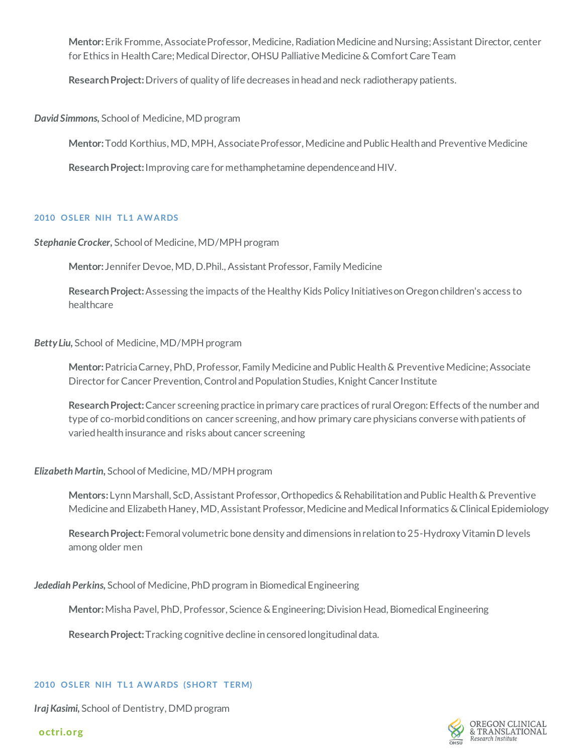**Mentor:** Erik Fromme, Associate Professor, Medicine, Radiation Medicine and Nursing; Assistant Director, center for Ethics in Health Care; Medical Director, OHSU Palliative Medicine & Comfort Care Team

**Research Project:** Drivers of quality of life decreases in head and neck radiotherapy patients.

***David Simmons,*** School of Medicine, MD program

**Mentor:** Todd Korthius, MD, MPH, Associate Professor, Medicine and Public Health and Preventive Medicine

**Research Project:** Improving care for methamphetamine dependence and HIV.

### 2010 OSLER NIH TL1 AWARDS

***Stephanie Crocker,*** School of Medicine, MD/MPH program

**Mentor:** Jennifer Devoe, MD, D.Phil., Assistant Professor, Family Medicine

**Research Project:** Assessing the impacts of the Healthy Kids Policy Initiatives on Oregon children's access to healthcare

***Betty Liu,*** School of Medicine, MD/MPH program

**Mentor:** Patricia Carney, PhD, Professor, Family Medicine and Public Health & Preventive Medicine; Associate Director for Cancer Prevention, Control and Population Studies, Knight Cancer Institute

**Research Project:** Cancer screening practice in primary care practices of rural Oregon: Effects of the number and type of co-morbid conditions on cancer screening, and how primary care physicians converse with patients of varied health insurance and risks about cancer screening

***Elizabeth Martin,*** School of Medicine, MD/MPH program

**Mentors:** Lynn Marshall, ScD, Assistant Professor, Orthopedics & Rehabilitation and Public Health & Preventive Medicine and Elizabeth Haney, MD, Assistant Professor, Medicine and Medical Informatics & Clinical Epidemiology

**Research Project:** Femoral volumetric bone density and dimensions in relation to 25-Hydroxy Vitamin D levels among older men

***Jedediah Perkins,*** School of Medicine, PhD program in Biomedical Engineering

**Mentor:** Misha Pavel, PhD, Professor, Science & Engineering; Division Head, Biomedical Engineering

**Research Project:** Tracking cognitive decline in censored longitudinal data.

### 2010 OSLER NIH TL1 AWARDS (SHORT TERM)

***Iraj Kasimi,*** School of Dentistry, DMD program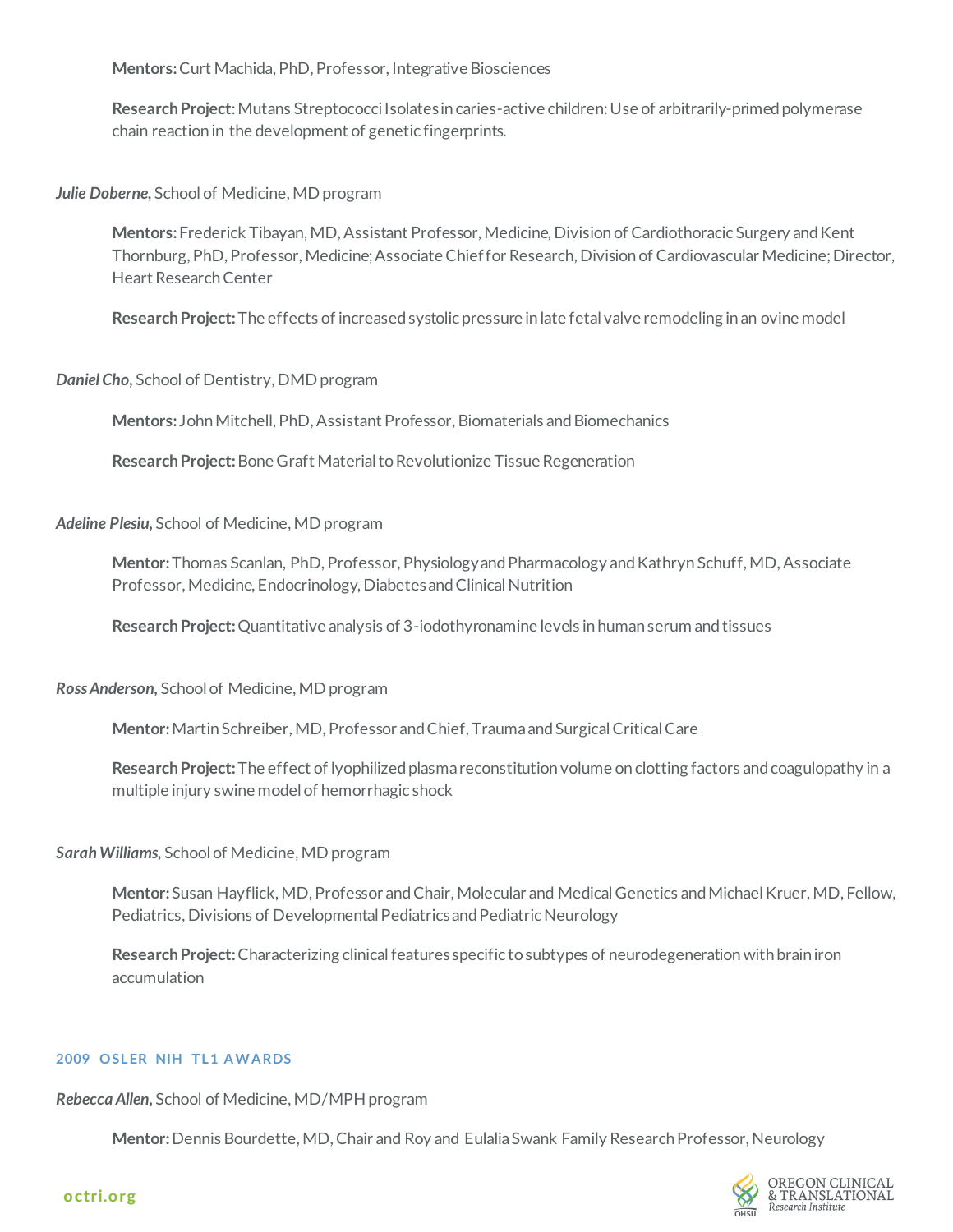**Mentors:** Curt Machida, PhD, Professor, Integrative Biosciences

**Research Project**: Mutans Streptococci Isolates in caries-active children: Use of arbitrarily-primed polymerase chain reaction in the development of genetic fingerprints.

***Julie Doberne,*** School of Medicine, MD program

**Mentors:** Frederick Tibayan, MD, Assistant Professor, Medicine, Division of Cardiothoracic Surgery and Kent Thornburg, PhD, Professor, Medicine; Associate Chief for Research, Division of Cardiovascular Medicine; Director, Heart Research Center

**Research Project:** The effects of increased systolic pressure in late fetal valve remodeling in an ovine model

***Daniel Cho,*** School of Dentistry, DMD program

**Mentors:** John Mitchell, PhD, Assistant Professor, Biomaterials and Biomechanics

**Research Project:** Bone Graft Material to Revolutionize Tissue Regeneration

***Adeline Plesiu,*** School of Medicine, MD program

**Mentor:** Thomas Scanlan, PhD, Professor, Physiology and Pharmacology and Kathryn Schuff, MD, Associate Professor, Medicine, Endocrinology, Diabetes and Clinical Nutrition

**Research Project:** Quantitative analysis of 3-iodothyronamine levels in human serum and tissues

***Ross Anderson,*** School of Medicine, MD program

**Mentor:** Martin Schreiber, MD, Professor and Chief, Trauma and Surgical Critical Care

**Research Project:** The effect of lyophilized plasma reconstitution volume on clotting factors and coagulopathy in a multiple injury swine model of hemorrhagic shock

***Sarah Williams,*** School of Medicine, MD program

**Mentor:** Susan Hayflick, MD, Professor and Chair, Molecular and Medical Genetics and Michael Kruer, MD, Fellow, Pediatrics, Divisions of Developmental Pediatrics and Pediatric Neurology

**Research Project:** Characterizing clinical features specific to subtypes of neurodegeneration with brain iron accumulation

## 2009 OSLER NIH TL1 AWARDS

***Rebecca Allen,*** School of Medicine, MD/MPH program

**Mentor:** Dennis Bourdette, MD, Chair and Roy and Eulalia Swank Family Research Professor, Neurology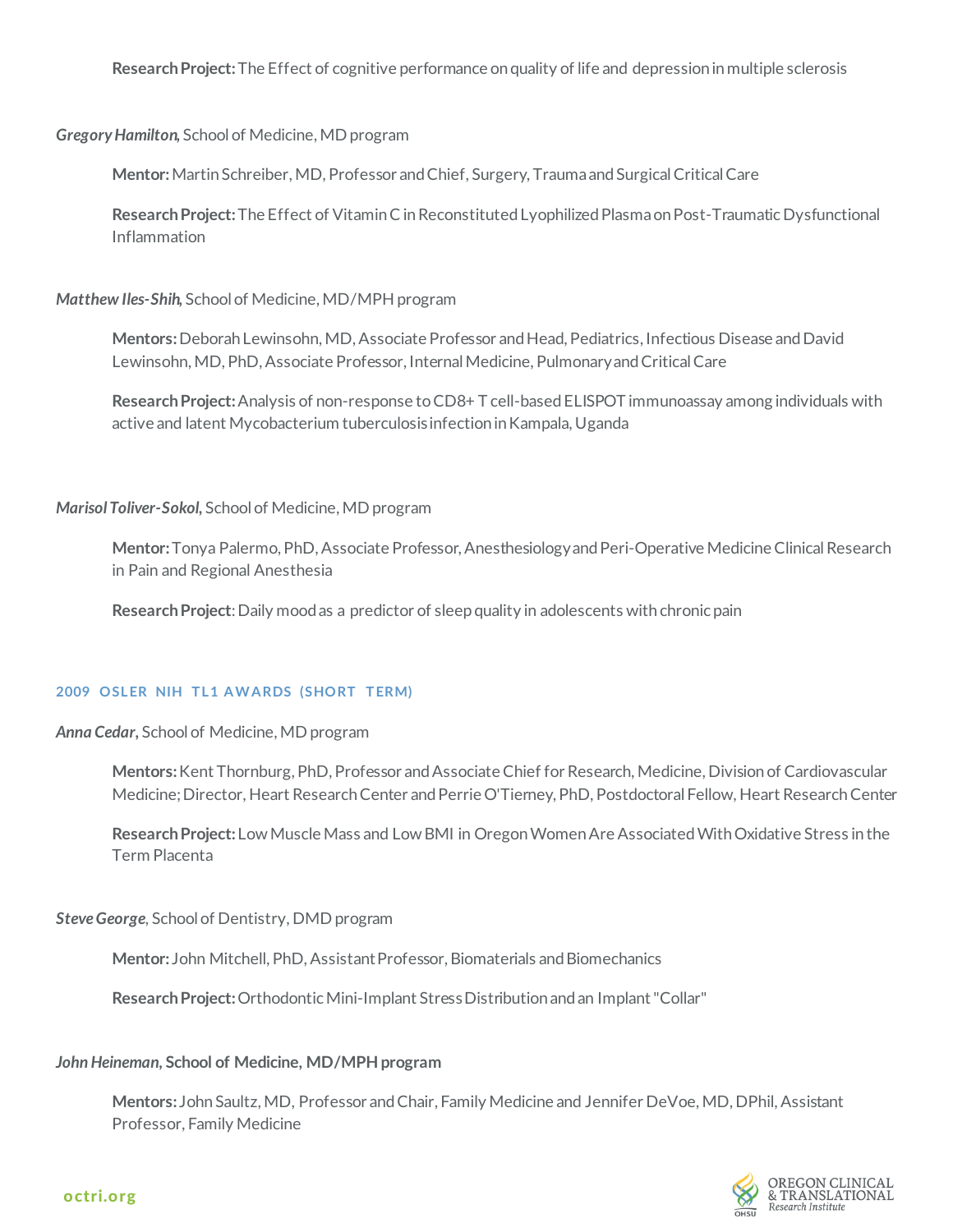**Research Project:** The Effect of cognitive performance on quality of life and depression in multiple sclerosis

***Gregory Hamilton***, School of Medicine, MD program

**Mentor:** Martin Schreiber, MD, Professor and Chief, Surgery, Trauma and Surgical Critical Care

**Research Project:** The Effect of Vitamin C in Reconstituted Lyophilized Plasma on Post-Traumatic Dysfunctional Inflammation

***Matthew Iles-Shih***, School of Medicine, MD/MPH program

**Mentors:** Deborah Lewinsohn, MD, Associate Professor and Head, Pediatrics, Infectious Disease and David Lewinsohn, MD, PhD, Associate Professor, Internal Medicine, Pulmonary and Critical Care

**Research Project:** Analysis of non-response to CD8+ T cell-based ELISPOT immunoassay among individuals with active and latent Mycobacterium tuberculosis infection in Kampala, Uganda

***Marisol Toliver-Sokol***, School of Medicine, MD program

**Mentor:** Tonya Palermo, PhD, Associate Professor, Anesthesiology and Peri-Operative Medicine Clinical Research in Pain and Regional Anesthesia

**Research Project**: Daily mood as a predictor of sleep quality in adolescents with chronic pain

#### 2009 OSLER NIH TL1 AWARDS (SHORT TERM)

***Anna Cedar***, School of Medicine, MD program

**Mentors:** Kent Thornburg, PhD, Professor and Associate Chief for Research, Medicine, Division of Cardiovascular Medicine; Director, Heart Research Center and Perrie O'Tierney, PhD, Postdoctoral Fellow, Heart Research Center

**Research Project:** Low Muscle Mass and Low BMI in Oregon Women Are Associated With Oxidative Stress in the Term Placenta

***Steve George***, School of Dentistry, DMD program

**Mentor:** John Mitchell, PhD, Assistant Professor, Biomaterials and Biomechanics

**Research Project:** Orthodontic Mini-Implant Stress Distribution and an Implant "Collar"

***John Heineman*, School of Medicine, MD/MPH program**

**Mentors:** John Saultz, MD, Professor and Chair, Family Medicine and Jennifer DeVoe, MD, DPhil, Assistant Professor, Family Medicine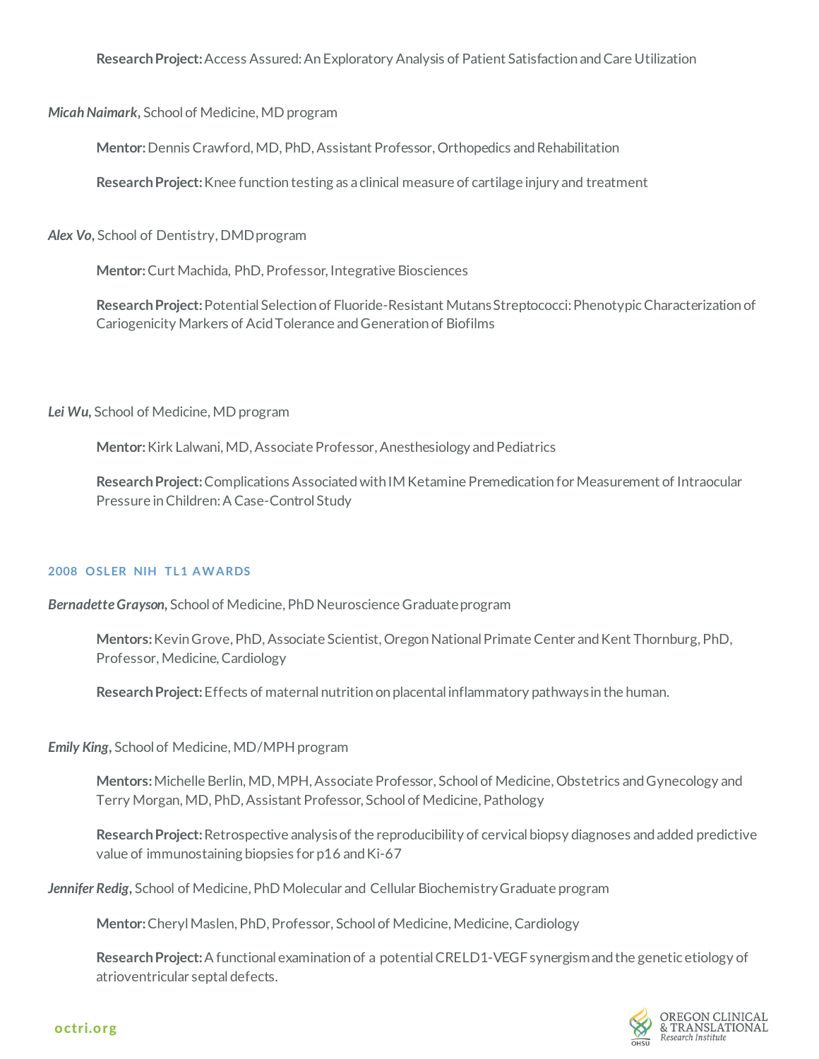**Research Project:** Access Assured: An Exploratory Analysis of Patient Satisfaction and Care Utilization

***Micah Naimark***, School of Medicine, MD program

**Mentor:** Dennis Crawford, MD, PhD, Assistant Professor, Orthopedics and Rehabilitation

**Research Project:** Knee function testing as a clinical measure of cartilage injury and treatment

***Alex Vo***, School of Dentistry, DMD program

**Mentor:** Curt Machida, PhD, Professor, Integrative Biosciences

**Research Project:** Potential Selection of Fluoride-Resistant Mutans Streptococci: Phenotypic Characterization of Cariogenicity Markers of Acid Tolerance and Generation of Biofilms

***Lei Wu***, School of Medicine, MD program

**Mentor:** Kirk Lalwani, MD, Associate Professor, Anesthesiology and Pediatrics

**Research Project:** Complications Associated with IM Ketamine Premedication for Measurement of Intraocular Pressure in Children: A Case-Control Study

## 2008 OSLER NIH TL1 AWARDS

***Bernadette Grayson***, School of Medicine, PhD Neuroscience Graduate program

**Mentors:** Kevin Grove, PhD, Associate Scientist, Oregon National Primate Center and Kent Thornburg, PhD, Professor, Medicine, Cardiology

**Research Project:** Effects of maternal nutrition on placental inflammatory pathways in the human.

***Emily King***, School of Medicine, MD/MPH program

**Mentors:** Michelle Berlin, MD, MPH, Associate Professor, School of Medicine, Obstetrics and Gynecology and Terry Morgan, MD, PhD, Assistant Professor, School of Medicine, Pathology

**Research Project:** Retrospective analysis of the reproducibility of cervical biopsy diagnoses and added predictive value of immunostaining biopsies for p16 and Ki-67

***Jennifer Redig***, School of Medicine, PhD Molecular and Cellular Biochemistry Graduate program

**Mentor:** Cheryl Maslen, PhD, Professor, School of Medicine, Medicine, Cardiology

**Research Project:** A functional examination of a potential CRELD1-VEGF synergism and the genetic etiology of atrioventricular septal defects.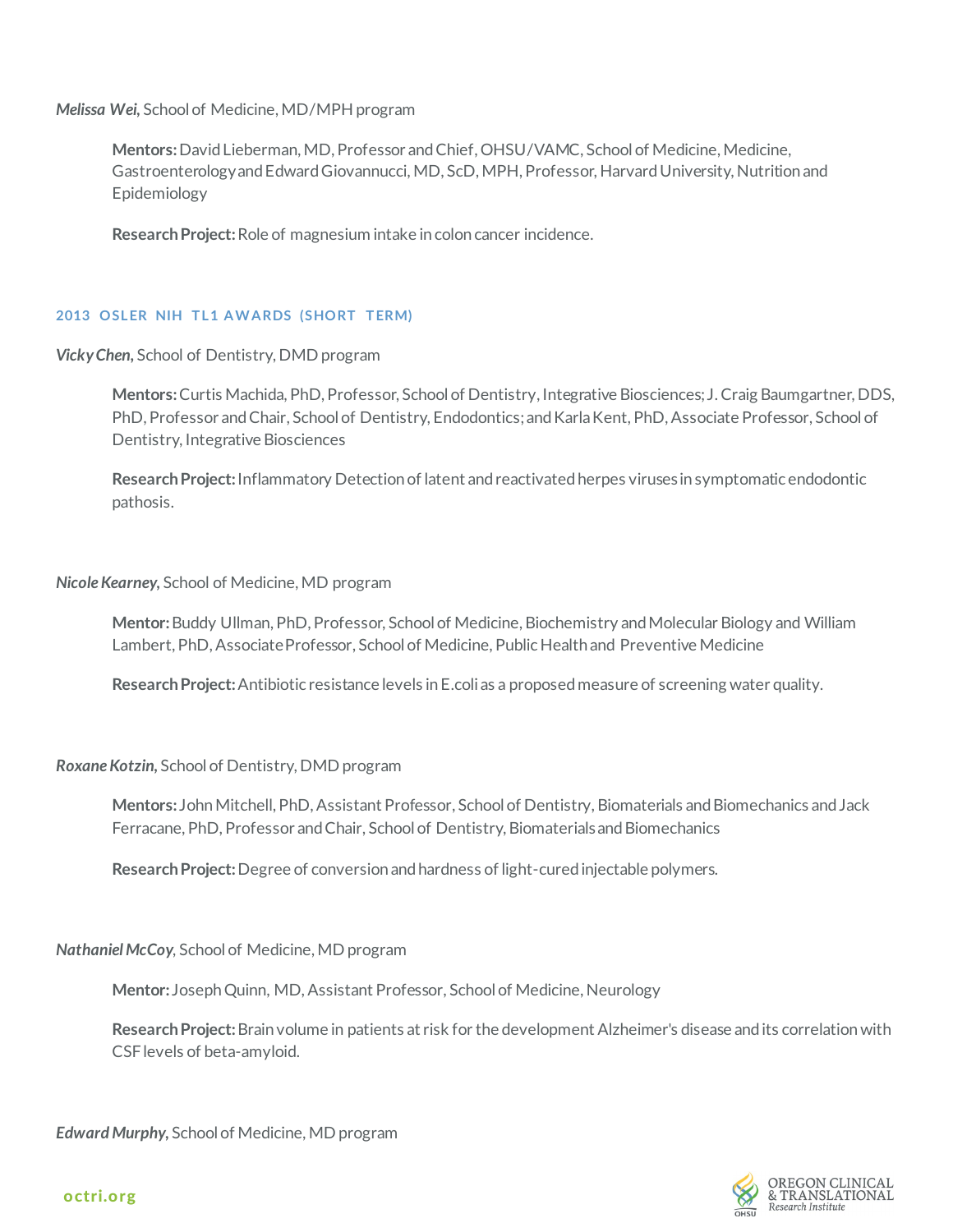***Melissa Wei,*** School of Medicine, MD/MPH program

> **Mentors:** David Lieberman, MD, Professor and Chief, OHSU/VAMC, School of Medicine, Medicine, Gastroenterology and Edward Giovannucci, MD, ScD, MPH, Professor, Harvard University, Nutrition and Epidemiology
>
> **Research Project:** Role of magnesium intake in colon cancer incidence.

### 2013 OSLER NIH TL1 AWARDS (SHORT TERM)

***Vicky Chen,*** School of Dentistry, DMD program

> **Mentors:** Curtis Machida, PhD, Professor, School of Dentistry, Integrative Biosciences; J. Craig Baumgartner, DDS, PhD, Professor and Chair, School of Dentistry, Endodontics; and Karla Kent, PhD, Associate Professor, School of Dentistry, Integrative Biosciences
>
> **Research Project:** Inflammatory Detection of latent and reactivated herpes viruses in symptomatic endodontic pathosis.

***Nicole Kearney,*** School of Medicine, MD program

> **Mentor:** Buddy Ullman, PhD, Professor, School of Medicine, Biochemistry and Molecular Biology and William Lambert, PhD, Associate Professor, School of Medicine, Public Health and Preventive Medicine
>
> **Research Project:** Antibiotic resistance levels in E.coli as a proposed measure of screening water quality.

***Roxane Kotzin,*** School of Dentistry, DMD program

> **Mentors:** John Mitchell, PhD, Assistant Professor, School of Dentistry, Biomaterials and Biomechanics and Jack Ferracane, PhD, Professor and Chair, School of Dentistry, Biomaterials and Biomechanics
>
> **Research Project:** Degree of conversion and hardness of light-cured injectable polymers.

***Nathaniel McCoy***, School of Medicine, MD program

> **Mentor:** Joseph Quinn, MD, Assistant Professor, School of Medicine, Neurology
>
> **Research Project:** Brain volume in patients at risk for the development Alzheimer's disease and its correlation with CSF levels of beta-amyloid.

***Edward Murphy,*** School of Medicine, MD program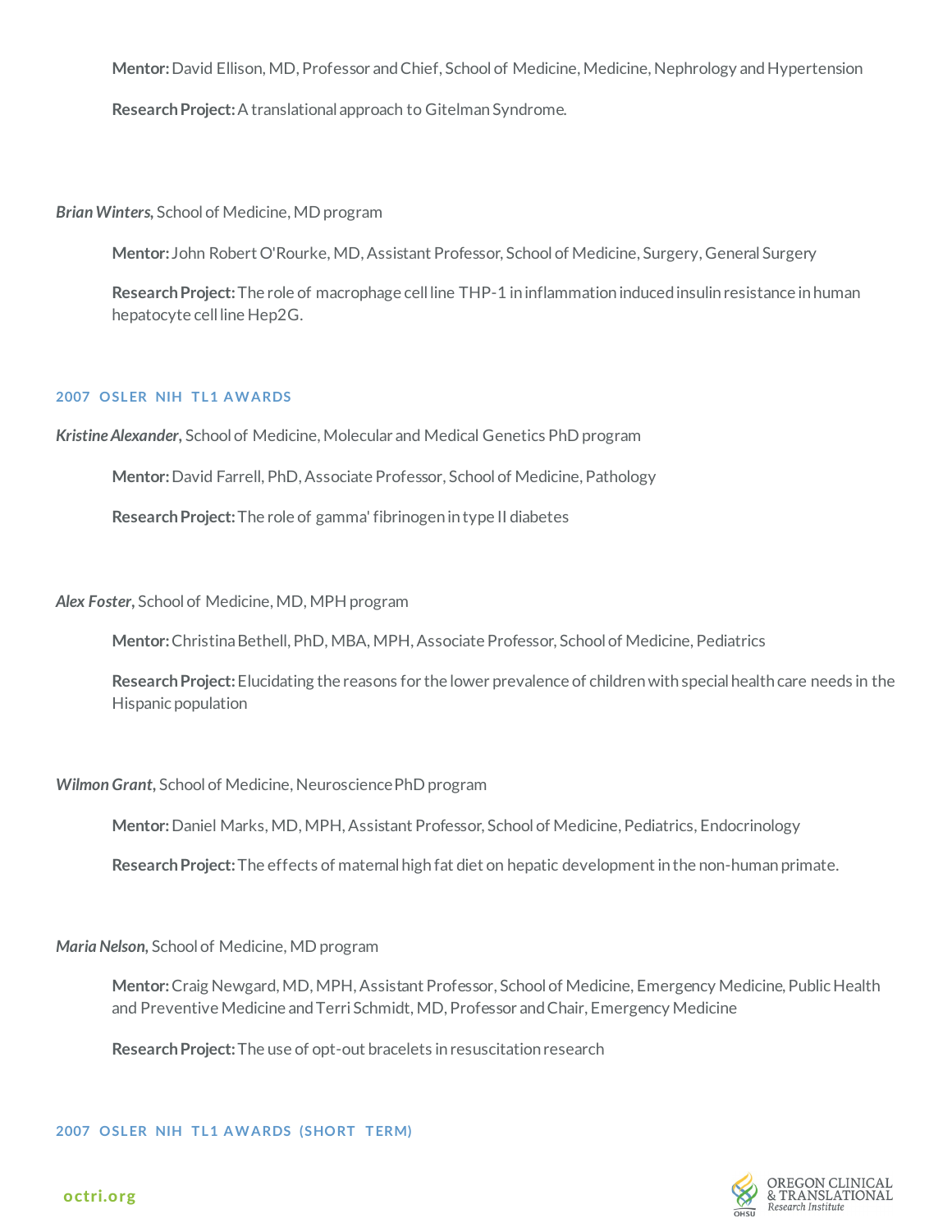Mentor: David Ellison, MD, Professor and Chief, School of Medicine, Medicine, Nephrology and Hypertension

**Research Project:** A translational approach to Gitelman Syndrome.

***Brian Winters,*** School of Medicine, MD program

**Mentor:** John Robert O'Rourke, MD, Assistant Professor, School of Medicine, Surgery, General Surgery

**Research Project:** The role of macrophage cell line THP-1 in inflammation induced insulin resistance in human hepatocyte cell line Hep2G.

### 2007 OSLER NIH TL1 AWARDS

***Kristine Alexander,*** School of Medicine, Molecular and Medical Genetics PhD program

**Mentor:** David Farrell, PhD, Associate Professor, School of Medicine, Pathology

**Research Project:** The role of gamma' fibrinogen in type II diabetes

***Alex Foster,*** School of Medicine, MD, MPH program

**Mentor:** Christina Bethell, PhD, MBA, MPH, Associate Professor, School of Medicine, Pediatrics

**Research Project:** Elucidating the reasons for the lower prevalence of children with special health care needs in the Hispanic population

***Wilmon Grant,*** School of Medicine, Neuroscience PhD program

**Mentor:** Daniel Marks, MD, MPH, Assistant Professor, School of Medicine, Pediatrics, Endocrinology

**Research Project:** The effects of maternal high fat diet on hepatic development in the non-human primate.

***Maria Nelson,*** School of Medicine, MD program

**Mentor:** Craig Newgard, MD, MPH, Assistant Professor, School of Medicine, Emergency Medicine, Public Health and Preventive Medicine and Terri Schmidt, MD, Professor and Chair, Emergency Medicine

**Research Project:** The use of opt-out bracelets in resuscitation research

### 2007 OSLER NIH TL1 AWARDS (SHORT TERM)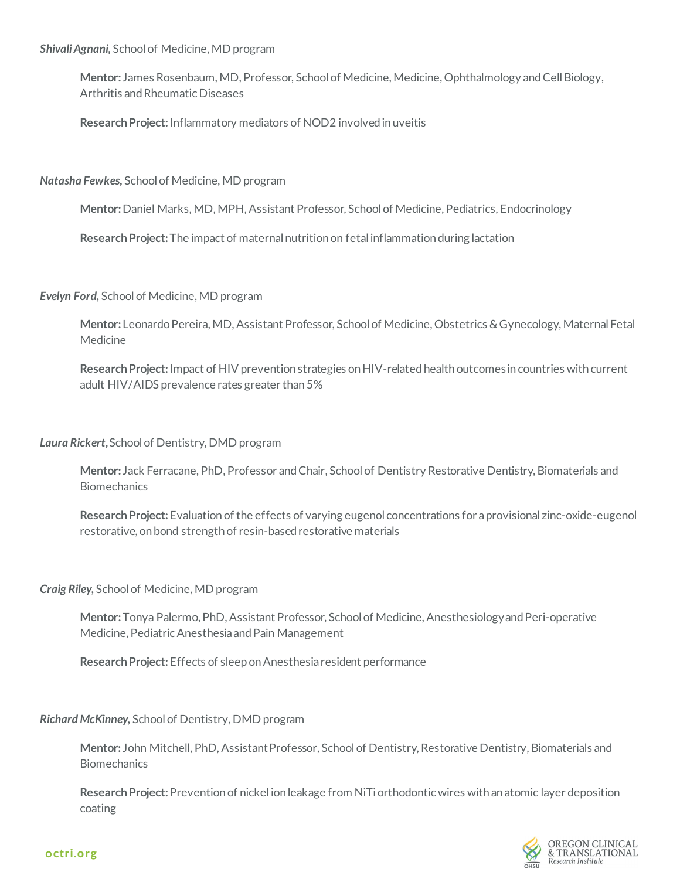***Shivali Agnani,*** School of Medicine, MD program

> **Mentor:** James Rosenbaum, MD, Professor, School of Medicine, Medicine, Ophthalmology and Cell Biology, Arthritis and Rheumatic Diseases
>
> **Research Project:** Inflammatory mediators of NOD2 involved in uveitis

***Natasha Fewkes,*** School of Medicine, MD program

> **Mentor:** Daniel Marks, MD, MPH, Assistant Professor, School of Medicine, Pediatrics, Endocrinology
>
> **Research Project:** The impact of maternal nutrition on fetal inflammation during lactation

***Evelyn Ford,*** School of Medicine, MD program

> **Mentor:** Leonardo Pereira, MD, Assistant Professor, School of Medicine, Obstetrics & Gynecology, Maternal Fetal Medicine
>
> **Research Project:** Impact of HIV prevention strategies on HIV-related health outcomes in countries with current adult HIV/AIDS prevalence rates greater than 5%

***Laura Rickert,*** School of Dentistry, DMD program

> **Mentor:** Jack Ferracane, PhD, Professor and Chair, School of Dentistry Restorative Dentistry, Biomaterials and Biomechanics
>
> **Research Project:** Evaluation of the effects of varying eugenol concentrations for a provisional zinc-oxide-eugenol restorative, on bond strength of resin-based restorative materials

***Craig Riley,*** School of Medicine, MD program

> **Mentor:** Tonya Palermo, PhD, Assistant Professor, School of Medicine, Anesthesiology and Peri-operative Medicine, Pediatric Anesthesia and Pain Management
>
> **Research Project:** Effects of sleep on Anesthesia resident performance

***Richard McKinney,*** School of Dentistry, DMD program

> **Mentor:** John Mitchell, PhD, Assistant Professor, School of Dentistry, Restorative Dentistry, Biomaterials and Biomechanics
>
> **Research Project:** Prevention of nickel ion leakage from NiTi orthodontic wires with an atomic layer deposition coating